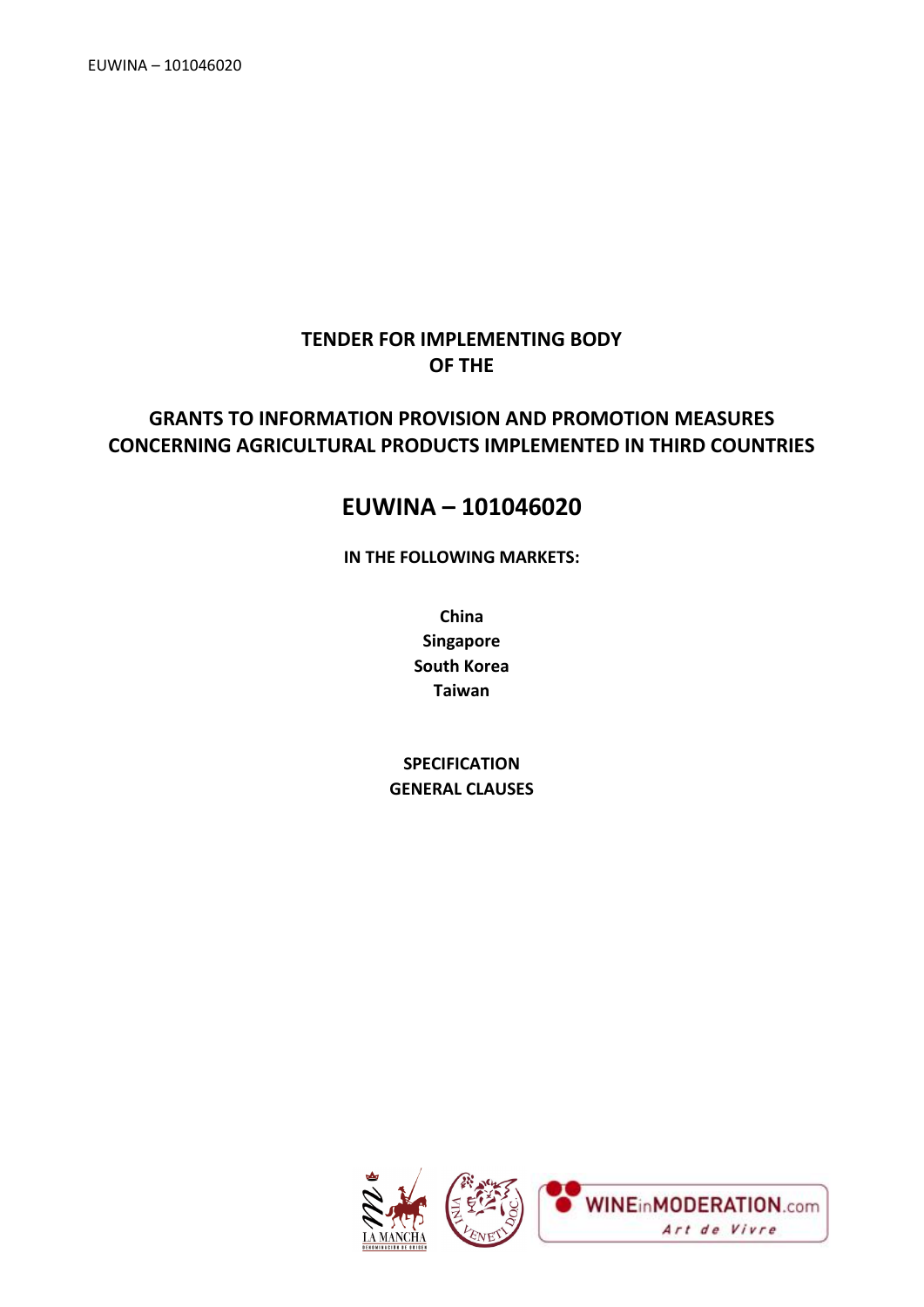# TENDER FOR IMPLEMENTING BODY OF THE

## GRANTS TO INFORMATION PROVISION AND PROMOTION MEASURES CONCERNING AGRICULTURAL PRODUCTS IMPLEMENTED IN THIRD COUNTRIES

# EUWINA – 101046020

**IN THE FOLLOWING MARKETS:**

**China**
**Singapore**
**South Korea**
**Taiwan**

**SPECIFICATION**
**GENERAL CLAUSES**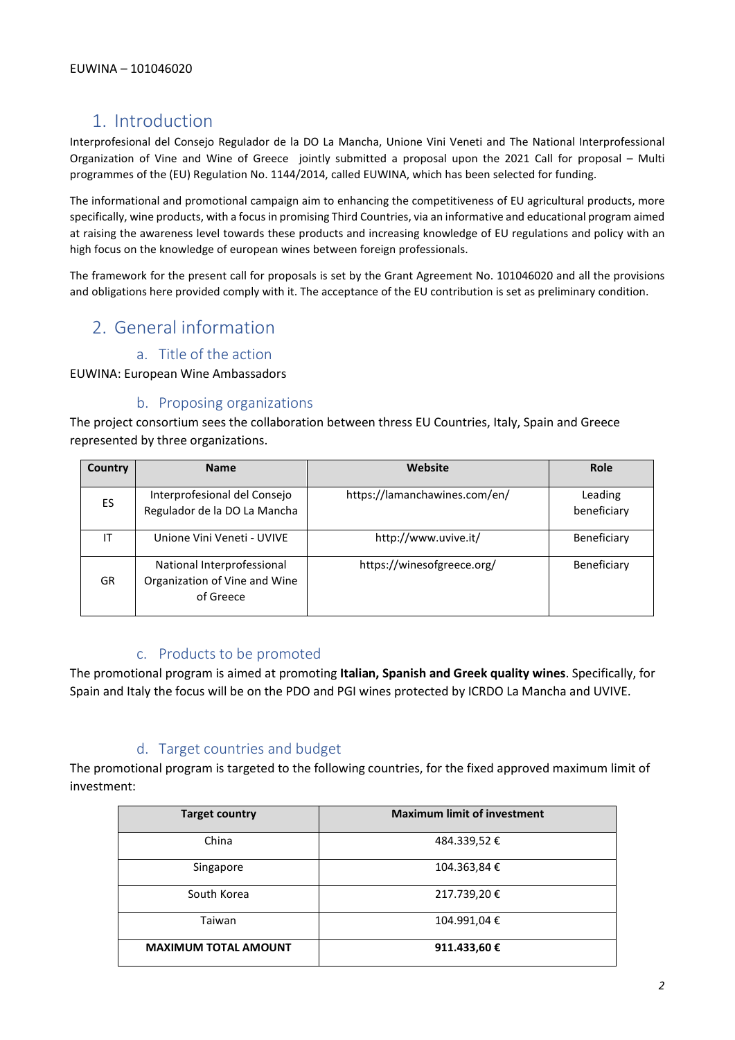# 1. Introduction

Interprofesional del Consejo Regulador de la DO La Mancha, Unione Vini Veneti and The National Interprofessional Organization of Vine and Wine of Greece jointly submitted a proposal upon the 2021 Call for proposal – Multi programmes of the (EU) Regulation No. 1144/2014, called EUWINA, which has been selected for funding.

The informational and promotional campaign aim to enhancing the competitiveness of EU agricultural products, more specifically, wine products, with a focus in promising Third Countries, via an informative and educational program aimed at raising the awareness level towards these products and increasing knowledge of EU regulations and policy with an high focus on the knowledge of european wines between foreign professionals.

The framework for the present call for proposals is set by the Grant Agreement No. 101046020 and all the provisions and obligations here provided comply with it. The acceptance of the EU contribution is set as preliminary condition.

# 2. General information

## a. Title of the action

EUWINA: European Wine Ambassadors

## b. Proposing organizations

The project consortium sees the collaboration between thress EU Countries, Italy, Spain and Greece represented by three organizations.

| Country | Name | Website | Role |
|---|---|---|---|
| ES | Interprofesional del Consejo Regulador de la DO La Mancha | https://lamanchawines.com/en/ | Leading beneficiary |
| IT | Unione Vini Veneti - UVIVE | http://www.uvive.it/ | Beneficiary |
| GR | National Interprofessional Organization of Vine and Wine of Greece | https://winesofgreece.org/ | Beneficiary |

## c. Products to be promoted

The promotional program is aimed at promoting **Italian, Spanish and Greek quality wines**. Specifically, for Spain and Italy the focus will be on the PDO and PGI wines protected by ICRDO La Mancha and UVIVE.

## d. Target countries and budget

The promotional program is targeted to the following countries, for the fixed approved maximum limit of investment:

| Target country | Maximum limit of investment |
|---|---|
| China | 484.339,52 € |
| Singapore | 104.363,84 € |
| South Korea | 217.739,20 € |
| Taiwan | 104.991,04 € |
| **MAXIMUM TOTAL AMOUNT** | **911.433,60 €** |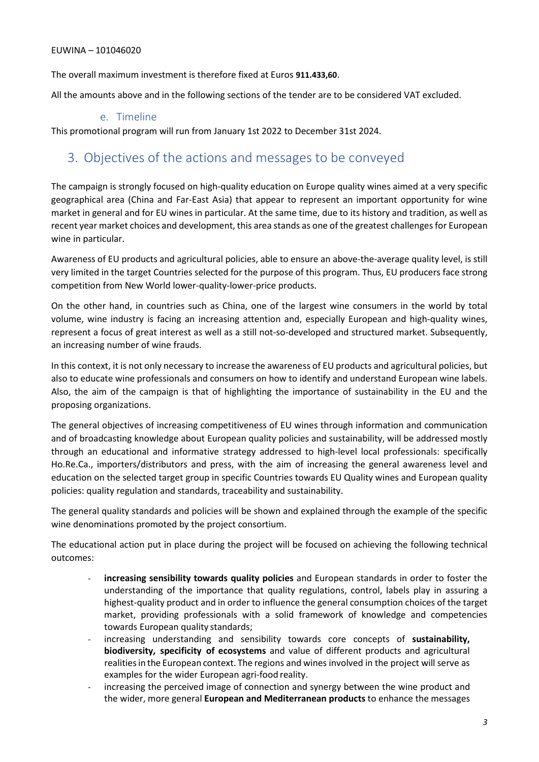The overall maximum investment is therefore fixed at Euros **911.433,60**.

All the amounts above and in the following sections of the tender are to be considered VAT excluded.

### e. Timeline

This promotional program will run from January 1st 2022 to December 31st 2024.

## 3. Objectives of the actions and messages to be conveyed

The campaign is strongly focused on high-quality education on Europe quality wines aimed at a very specific geographical area (China and Far-East Asia) that appear to represent an important opportunity for wine market in general and for EU wines in particular. At the same time, due to its history and tradition, as well as recent year market choices and development, this area stands as one of the greatest challenges for European wine in particular.

Awareness of EU products and agricultural policies, able to ensure an above-the-average quality level, is still very limited in the target Countries selected for the purpose of this program. Thus, EU producers face strong competition from New World lower-quality-lower-price products.

On the other hand, in countries such as China, one of the largest wine consumers in the world by total volume, wine industry is facing an increasing attention and, especially European and high-quality wines, represent a focus of great interest as well as a still not-so-developed and structured market. Subsequently, an increasing number of wine frauds.

In this context, it is not only necessary to increase the awareness of EU products and agricultural policies, but also to educate wine professionals and consumers on how to identify and understand European wine labels. Also, the aim of the campaign is that of highlighting the importance of sustainability in the EU and the proposing organizations.

The general objectives of increasing competitiveness of EU wines through information and communication and of broadcasting knowledge about European quality policies and sustainability, will be addressed mostly through an educational and informative strategy addressed to high-level local professionals: specifically Ho.Re.Ca., importers/distributors and press, with the aim of increasing the general awareness level and education on the selected target group in specific Countries towards EU Quality wines and European quality policies: quality regulation and standards, traceability and sustainability.

The general quality standards and policies will be shown and explained through the example of the specific wine denominations promoted by the project consortium.

The educational action put in place during the project will be focused on achieving the following technical outcomes:

- **increasing sensibility towards quality policies** and European standards in order to foster the understanding of the importance that quality regulations, control, labels play in assuring a highest-quality product and in order to influence the general consumption choices of the target market, providing professionals with a solid framework of knowledge and competencies towards European quality standards;
- increasing understanding and sensibility towards core concepts of **sustainability, biodiversity, specificity of ecosystems** and value of different products and agricultural realities in the European context. The regions and wines involved in the project will serve as examples for the wider European agri-food reality.
- increasing the perceived image of connection and synergy between the wine product and the wider, more general **European and Mediterranean products** to enhance the messages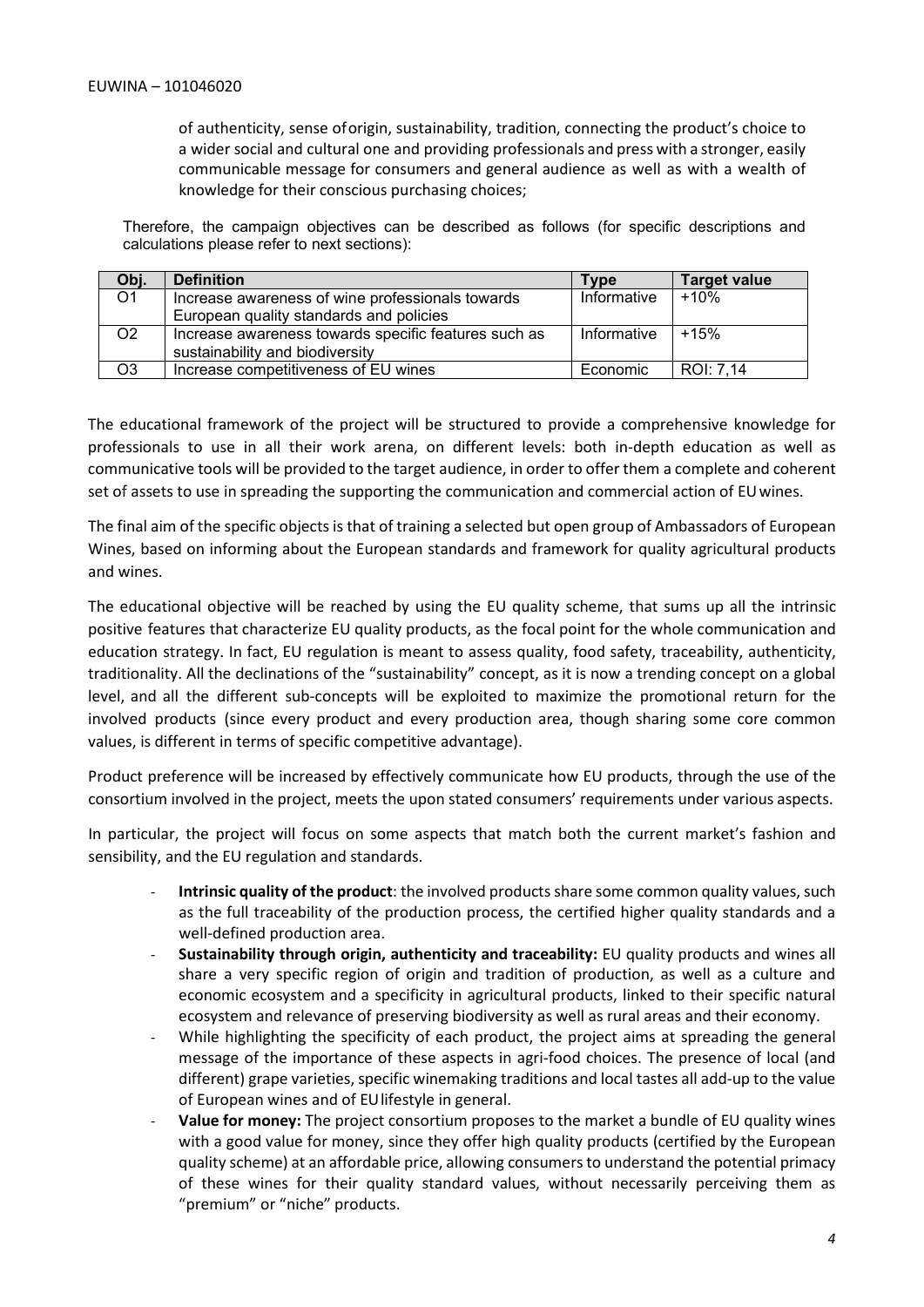of authenticity, sense of origin, sustainability, tradition, connecting the product's choice to a wider social and cultural one and providing professionals and press with a stronger, easily communicable message for consumers and general audience as well as with a wealth of knowledge for their conscious purchasing choices;

Therefore, the campaign objectives can be described as follows (for specific descriptions and calculations please refer to next sections):

| Obj. | Definition | Type | Target value |
|---|---|---|---|
| O1 | Increase awareness of wine professionals towards European quality standards and policies | Informative | +10% |
| O2 | Increase awareness towards specific features such as sustainability and biodiversity | Informative | +15% |
| O3 | Increase competitiveness of EU wines | Economic | ROI: 7,14 |

The educational framework of the project will be structured to provide a comprehensive knowledge for professionals to use in all their work arena, on different levels: both in-depth education as well as communicative tools will be provided to the target audience, in order to offer them a complete and coherent set of assets to use in spreading the supporting the communication and commercial action of EU wines.

The final aim of the specific objects is that of training a selected but open group of Ambassadors of European Wines, based on informing about the European standards and framework for quality agricultural products and wines.

The educational objective will be reached by using the EU quality scheme, that sums up all the intrinsic positive features that characterize EU quality products, as the focal point for the whole communication and education strategy. In fact, EU regulation is meant to assess quality, food safety, traceability, authenticity, traditionality. All the declinations of the "sustainability" concept, as it is now a trending concept on a global level, and all the different sub-concepts will be exploited to maximize the promotional return for the involved products (since every product and every production area, though sharing some core common values, is different in terms of specific competitive advantage).

Product preference will be increased by effectively communicate how EU products, through the use of the consortium involved in the project, meets the upon stated consumers' requirements under various aspects.

In particular, the project will focus on some aspects that match both the current market's fashion and sensibility, and the EU regulation and standards.

- **Intrinsic quality of the product**: the involved products share some common quality values, such as the full traceability of the production process, the certified higher quality standards and a well-defined production area.
- **Sustainability through origin, authenticity and traceability:** EU quality products and wines all share a very specific region of origin and tradition of production, as well as a culture and economic ecosystem and a specificity in agricultural products, linked to their specific natural ecosystem and relevance of preserving biodiversity as well as rural areas and their economy.
- While highlighting the specificity of each product, the project aims at spreading the general message of the importance of these aspects in agri-food choices. The presence of local (and different) grape varieties, specific winemaking traditions and local tastes all add-up to the value of European wines and of EU lifestyle in general.
- **Value for money:** The project consortium proposes to the market a bundle of EU quality wines with a good value for money, since they offer high quality products (certified by the European quality scheme) at an affordable price, allowing consumers to understand the potential primacy of these wines for their quality standard values, without necessarily perceiving them as "premium" or "niche" products.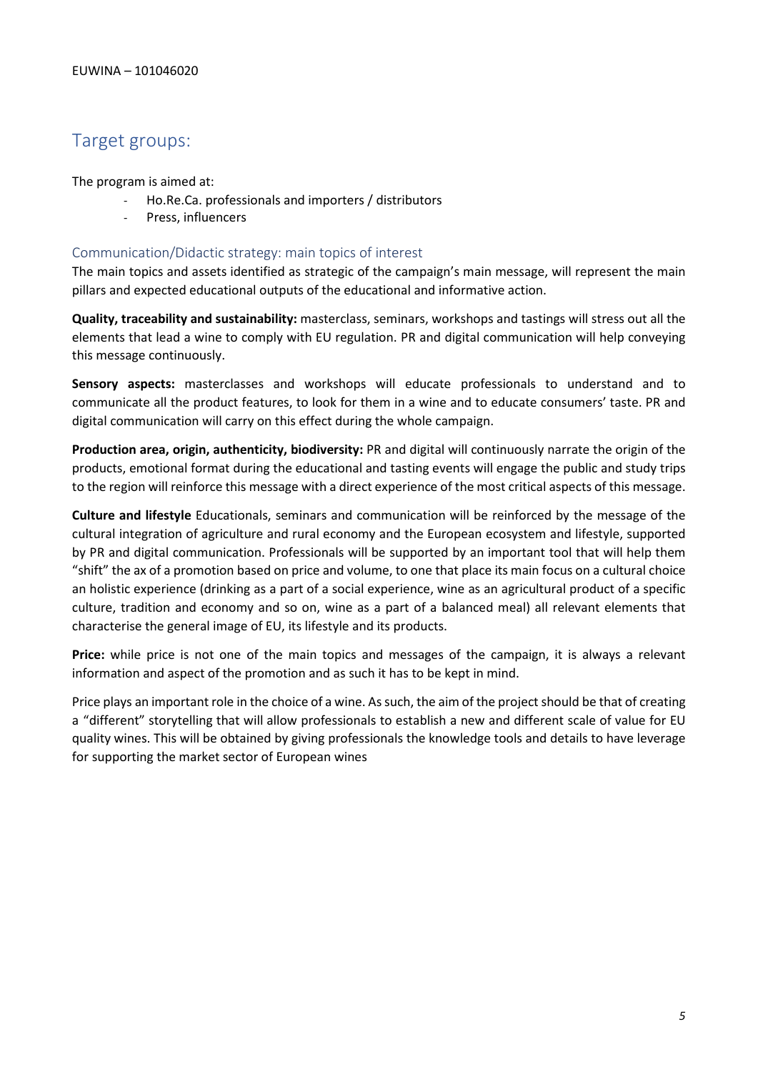## Target groups:

The program is aimed at:

- Ho.Re.Ca. professionals and importers / distributors
- Press, influencers

### Communication/Didactic strategy: main topics of interest

The main topics and assets identified as strategic of the campaign's main message, will represent the main pillars and expected educational outputs of the educational and informative action.

**Quality, traceability and sustainability:** masterclass, seminars, workshops and tastings will stress out all the elements that lead a wine to comply with EU regulation. PR and digital communication will help conveying this message continuously.

**Sensory aspects:** masterclasses and workshops will educate professionals to understand and to communicate all the product features, to look for them in a wine and to educate consumers' taste. PR and digital communication will carry on this effect during the whole campaign.

**Production area, origin, authenticity, biodiversity:** PR and digital will continuously narrate the origin of the products, emotional format during the educational and tasting events will engage the public and study trips to the region will reinforce this message with a direct experience of the most critical aspects of this message.

**Culture and lifestyle** Educationals, seminars and communication will be reinforced by the message of the cultural integration of agriculture and rural economy and the European ecosystem and lifestyle, supported by PR and digital communication. Professionals will be supported by an important tool that will help them "shift" the ax of a promotion based on price and volume, to one that place its main focus on a cultural choice an holistic experience (drinking as a part of a social experience, wine as an agricultural product of a specific culture, tradition and economy and so on, wine as a part of a balanced meal) all relevant elements that characterise the general image of EU, its lifestyle and its products.

**Price:** while price is not one of the main topics and messages of the campaign, it is always a relevant information and aspect of the promotion and as such it has to be kept in mind.

Price plays an important role in the choice of a wine. As such, the aim of the project should be that of creating a "different" storytelling that will allow professionals to establish a new and different scale of value for EU quality wines. This will be obtained by giving professionals the knowledge tools and details to have leverage for supporting the market sector of European wines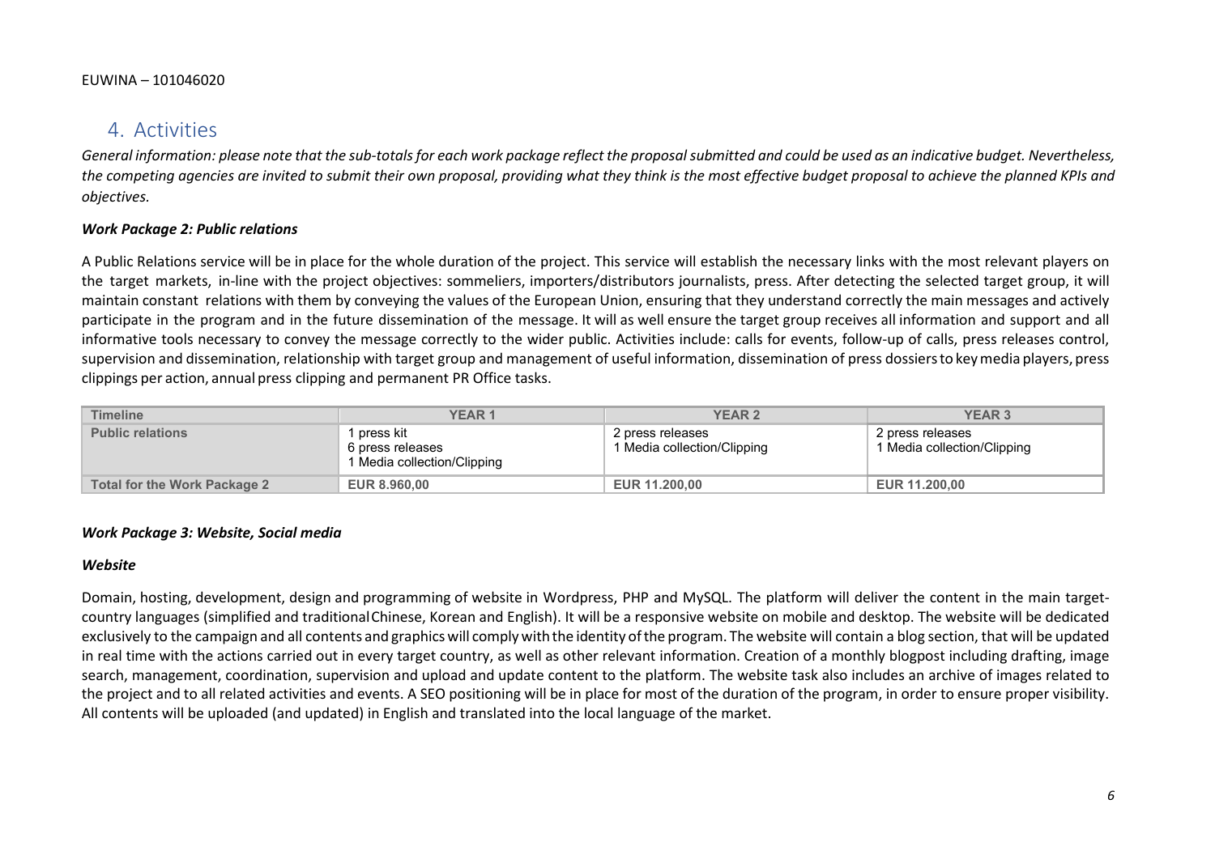# 4. Activities

*General information: please note that the sub-totals for each work package reflect the proposal submitted and could be used as an indicative budget. Nevertheless, the competing agencies are invited to submit their own proposal, providing what they think is the most effective budget proposal to achieve the planned KPIs and objectives.*

***Work Package 2: Public relations***

A Public Relations service will be in place for the whole duration of the project. This service will establish the necessary links with the most relevant players on the target markets, in-line with the project objectives: sommeliers, importers/distributors journalists, press. After detecting the selected target group, it will maintain constant relations with them by conveying the values of the European Union, ensuring that they understand correctly the main messages and actively participate in the program and in the future dissemination of the message. It will as well ensure the target group receives all information and support and all informative tools necessary to convey the message correctly to the wider public. Activities include: calls for events, follow-up of calls, press releases control, supervision and dissemination, relationship with target group and management of useful information, dissemination of press dossiers to key media players, press clippings per action, annual press clipping and permanent PR Office tasks.

| Timeline | YEAR 1 | YEAR 2 | YEAR 3 |
| --- | --- | --- | --- |
| Public relations | 1 press kit<br>6 press releases<br>1 Media collection/Clipping | 2 press releases<br>1 Media collection/Clipping | 2 press releases<br>1 Media collection/Clipping |
| Total for the Work Package 2 | EUR 8.960,00 | EUR 11.200,00 | EUR 11.200,00 |

***Work Package 3: Website, Social media***

***Website***

Domain, hosting, development, design and programming of website in Wordpress, PHP and MySQL. The platform will deliver the content in the main target-country languages (simplified and traditional Chinese, Korean and English). It will be a responsive website on mobile and desktop. The website will be dedicated exclusively to the campaign and all contents and graphics will comply with the identity of the program. The website will contain a blog section, that will be updated in real time with the actions carried out in every target country, as well as other relevant information. Creation of a monthly blogpost including drafting, image search, management, coordination, supervision and upload and update content to the platform. The website task also includes an archive of images related to the project and to all related activities and events. A SEO positioning will be in place for most of the duration of the program, in order to ensure proper visibility. All contents will be uploaded (and updated) in English and translated into the local language of the market.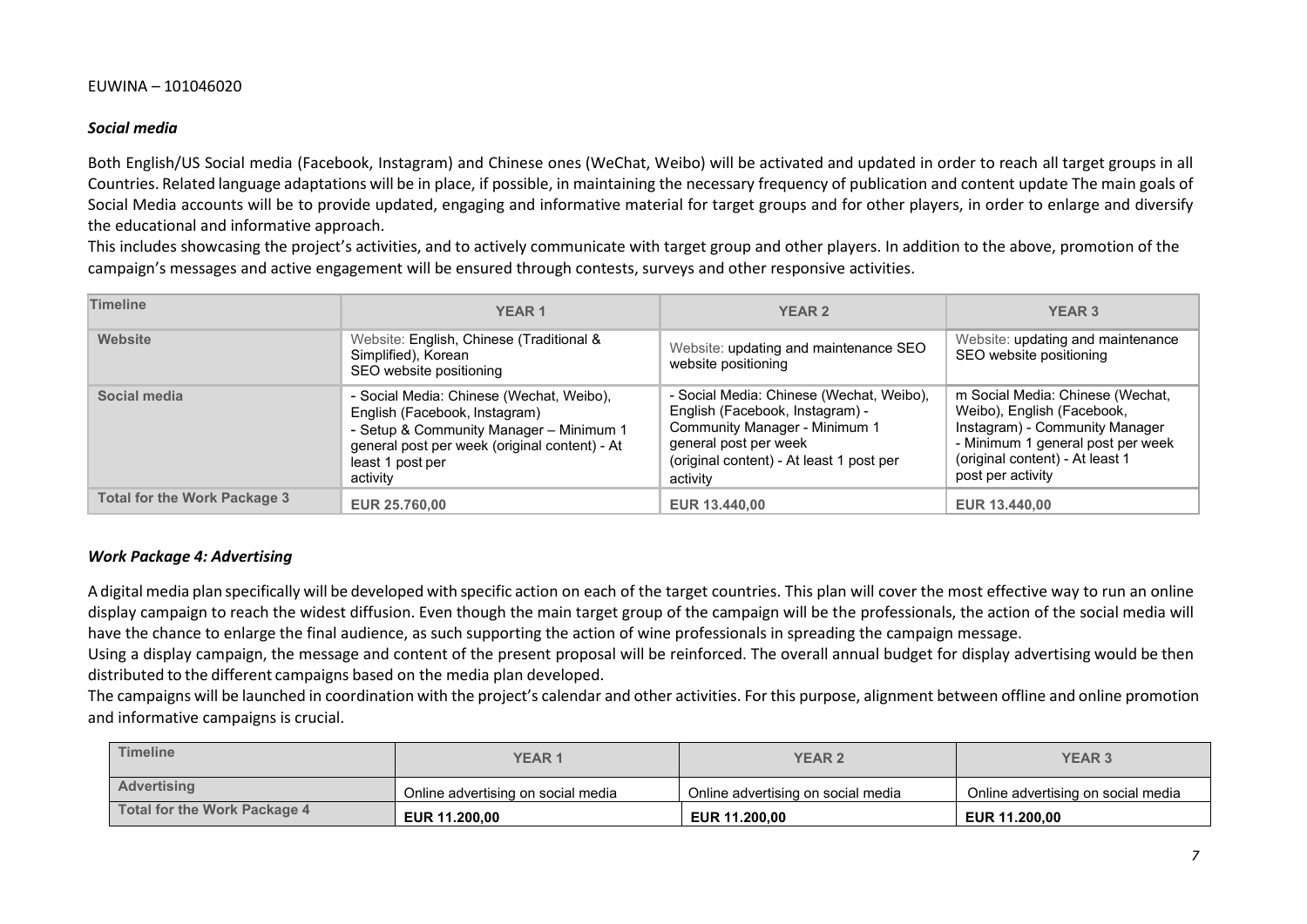### *Social media*

Both English/US Social media (Facebook, Instagram) and Chinese ones (WeChat, Weibo) will be activated and updated in order to reach all target groups in all Countries. Related language adaptations will be in place, if possible, in maintaining the necessary frequency of publication and content update The main goals of Social Media accounts will be to provide updated, engaging and informative material for target groups and for other players, in order to enlarge and diversify the educational and informative approach.

This includes showcasing the project's activities, and to actively communicate with target group and other players. In addition to the above, promotion of the campaign's messages and active engagement will be ensured through contests, surveys and other responsive activities.

| Timeline | YEAR 1 | YEAR 2 | YEAR 3 |
|---|---|---|---|
| Website | Website: English, Chinese (Traditional & Simplified), Korean SEO website positioning | Website: updating and maintenance SEO website positioning | Website: updating and maintenance SEO website positioning |
| Social media | - Social Media: Chinese (Wechat, Weibo), English (Facebook, Instagram) - Setup & Community Manager – Minimum 1 general post per week (original content) - At least 1 post per activity | - Social Media: Chinese (Wechat, Weibo), English (Facebook, Instagram) - Community Manager - Minimum 1 general post per week (original content) - At least 1 post per activity | m Social Media: Chinese (Wechat, Weibo), English (Facebook, Instagram) - Community Manager - Minimum 1 general post per week (original content) - At least 1 post per activity |
| Total for the Work Package 3 | EUR 25.760,00 | EUR 13.440,00 | EUR 13.440,00 |

### *Work Package 4: Advertising*

A digital media plan specifically will be developed with specific action on each of the target countries. This plan will cover the most effective way to run an online display campaign to reach the widest diffusion. Even though the main target group of the campaign will be the professionals, the action of the social media will have the chance to enlarge the final audience, as such supporting the action of wine professionals in spreading the campaign message.

Using a display campaign, the message and content of the present proposal will be reinforced. The overall annual budget for display advertising would be then distributed to the different campaigns based on the media plan developed.

The campaigns will be launched in coordination with the project's calendar and other activities. For this purpose, alignment between offline and online promotion and informative campaigns is crucial.

| Timeline | YEAR 1 | YEAR 2 | YEAR 3 |
|---|---|---|---|
| Advertising | Online advertising on social media | Online advertising on social media | Online advertising on social media |
| Total for the Work Package 4 | EUR 11.200,00 | EUR 11.200,00 | EUR 11.200,00 |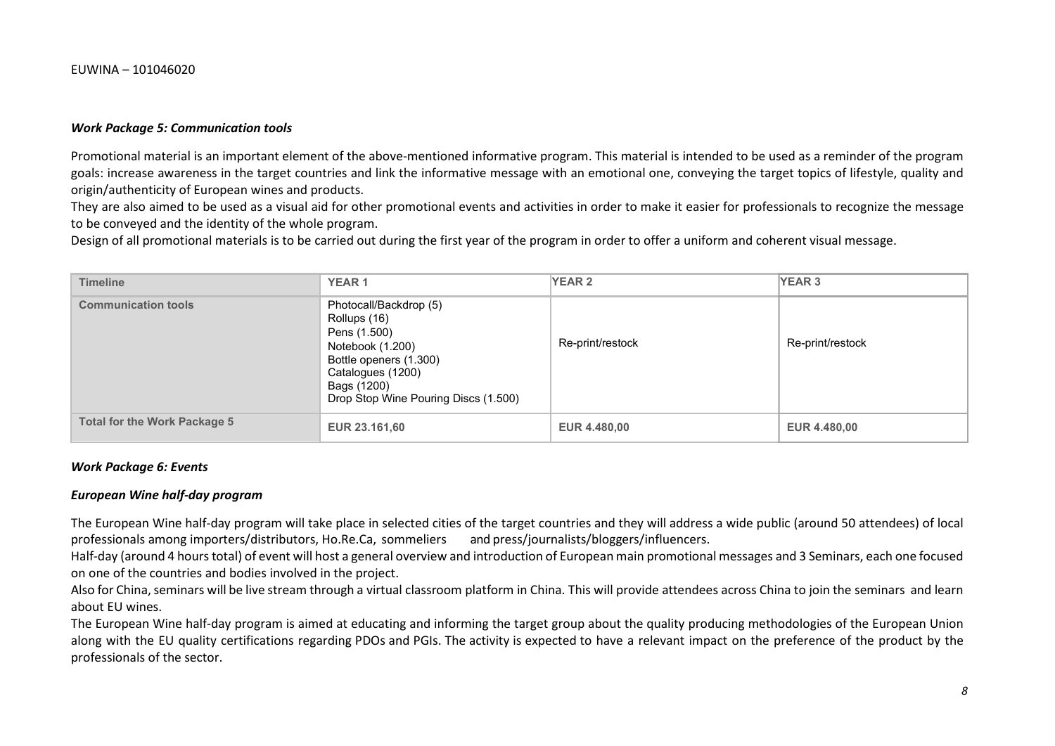*__Work Package 5: Communication tools__*

Promotional material is an important element of the above-mentioned informative program. This material is intended to be used as a reminder of the program goals: increase awareness in the target countries and link the informative message with an emotional one, conveying the target topics of lifestyle, quality and origin/authenticity of European wines and products.

They are also aimed to be used as a visual aid for other promotional events and activities in order to make it easier for professionals to recognize the message to be conveyed and the identity of the whole program.

Design of all promotional materials is to be carried out during the first year of the program in order to offer a uniform and coherent visual message.

| Timeline | YEAR 1 | YEAR 2 | YEAR 3 |
|---|---|---|---|
| Communication tools | Photocall/Backdrop (5)<br>Rollups (16)<br>Pens (1.500)<br>Notebook (1.200)<br>Bottle openers (1.300)<br>Catalogues (1200)<br>Bags (1200)<br>Drop Stop Wine Pouring Discs (1.500) | Re-print/restock | Re-print/restock |
| Total for the Work Package 5 | EUR 23.161,60 | EUR 4.480,00 | EUR 4.480,00 |

*__Work Package 6: Events__*

*__European Wine half-day program__*

The European Wine half-day program will take place in selected cities of the target countries and they will address a wide public (around 50 attendees) of local professionals among importers/distributors, Ho.Re.Ca, sommeliers and press/journalists/bloggers/influencers.

Half-day (around 4 hours total) of event will host a general overview and introduction of European main promotional messages and 3 Seminars, each one focused on one of the countries and bodies involved in the project.

Also for China, seminars will be live stream through a virtual classroom platform in China. This will provide attendees across China to join the seminars and learn about EU wines.

The European Wine half-day program is aimed at educating and informing the target group about the quality producing methodologies of the European Union along with the EU quality certifications regarding PDOs and PGIs. The activity is expected to have a relevant impact on the preference of the product by the professionals of the sector.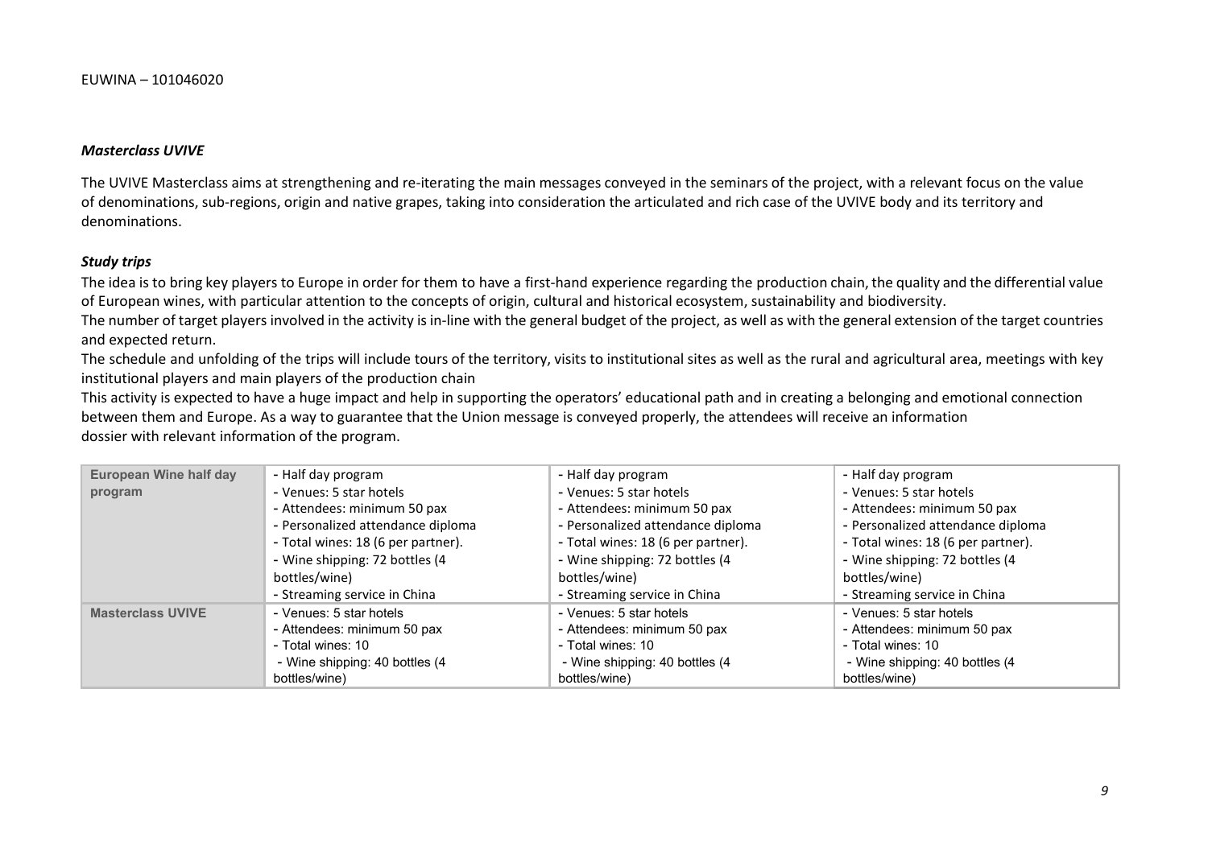### *Masterclass UVIVE*

The UVIVE Masterclass aims at strengthening and re-iterating the main messages conveyed in the seminars of the project, with a relevant focus on the value of denominations, sub-regions, origin and native grapes, taking into consideration the articulated and rich case of the UVIVE body and its territory and denominations.

### *Study trips*

The idea is to bring key players to Europe in order for them to have a first-hand experience regarding the production chain, the quality and the differential value of European wines, with particular attention to the concepts of origin, cultural and historical ecosystem, sustainability and biodiversity.
The number of target players involved in the activity is in-line with the general budget of the project, as well as with the general extension of the target countries and expected return.
The schedule and unfolding of the trips will include tours of the territory, visits to institutional sites as well as the rural and agricultural area, meetings with key institutional players and main players of the production chain
This activity is expected to have a huge impact and help in supporting the operators' educational path and in creating a belonging and emotional connection between them and Europe. As a way to guarantee that the Union message is conveyed properly, the attendees will receive an information dossier with relevant information of the program.

| | | | |
|---|---|---|---|
| **European Wine half day program** | - Half day program<br>- Venues: 5 star hotels<br>- Attendees: minimum 50 pax<br>- Personalized attendance diploma<br>- Total wines: 18 (6 per partner).<br>- Wine shipping: 72 bottles (4 bottles/wine)<br>- Streaming service in China | - Half day program<br>- Venues: 5 star hotels<br>- Attendees: minimum 50 pax<br>- Personalized attendance diploma<br>- Total wines: 18 (6 per partner).<br>- Wine shipping: 72 bottles (4 bottles/wine)<br>- Streaming service in China | - Half day program<br>- Venues: 5 star hotels<br>- Attendees: minimum 50 pax<br>- Personalized attendance diploma<br>- Total wines: 18 (6 per partner).<br>- Wine shipping: 72 bottles (4 bottles/wine)<br>- Streaming service in China |
| **Masterclass UVIVE** | - Venues: 5 star hotels<br>- Attendees: minimum 50 pax<br>- Total wines: 10<br>- Wine shipping: 40 bottles (4 bottles/wine) | - Venues: 5 star hotels<br>- Attendees: minimum 50 pax<br>- Total wines: 10<br>- Wine shipping: 40 bottles (4 bottles/wine) | - Venues: 5 star hotels<br>- Attendees: minimum 50 pax<br>- Total wines: 10<br>- Wine shipping: 40 bottles (4 bottles/wine) |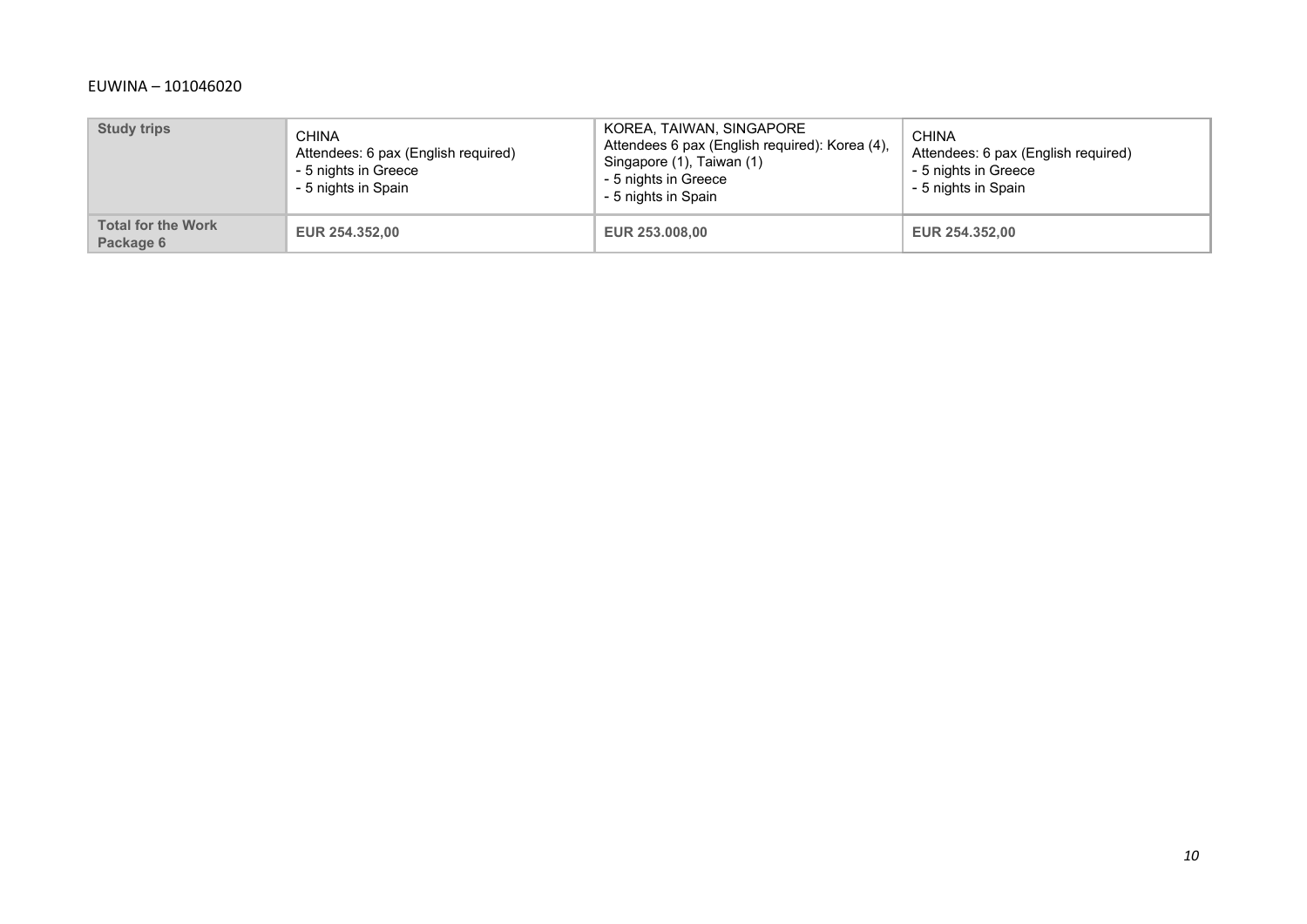| Study trips | CHINA<br>Attendees: 6 pax (English required)<br>- 5 nights in Greece<br>- 5 nights in Spain | KOREA, TAIWAN, SINGAPORE<br>Attendees 6 pax (English required): Korea (4), Singapore (1), Taiwan (1)<br>- 5 nights in Greece<br>- 5 nights in Spain | CHINA<br>Attendees: 6 pax (English required)<br>- 5 nights in Greece<br>- 5 nights in Spain |
|---|---|---|---|
| **Total for the Work Package 6** | **EUR 254.352,00** | **EUR 253.008,00** | **EUR 254.352,00** |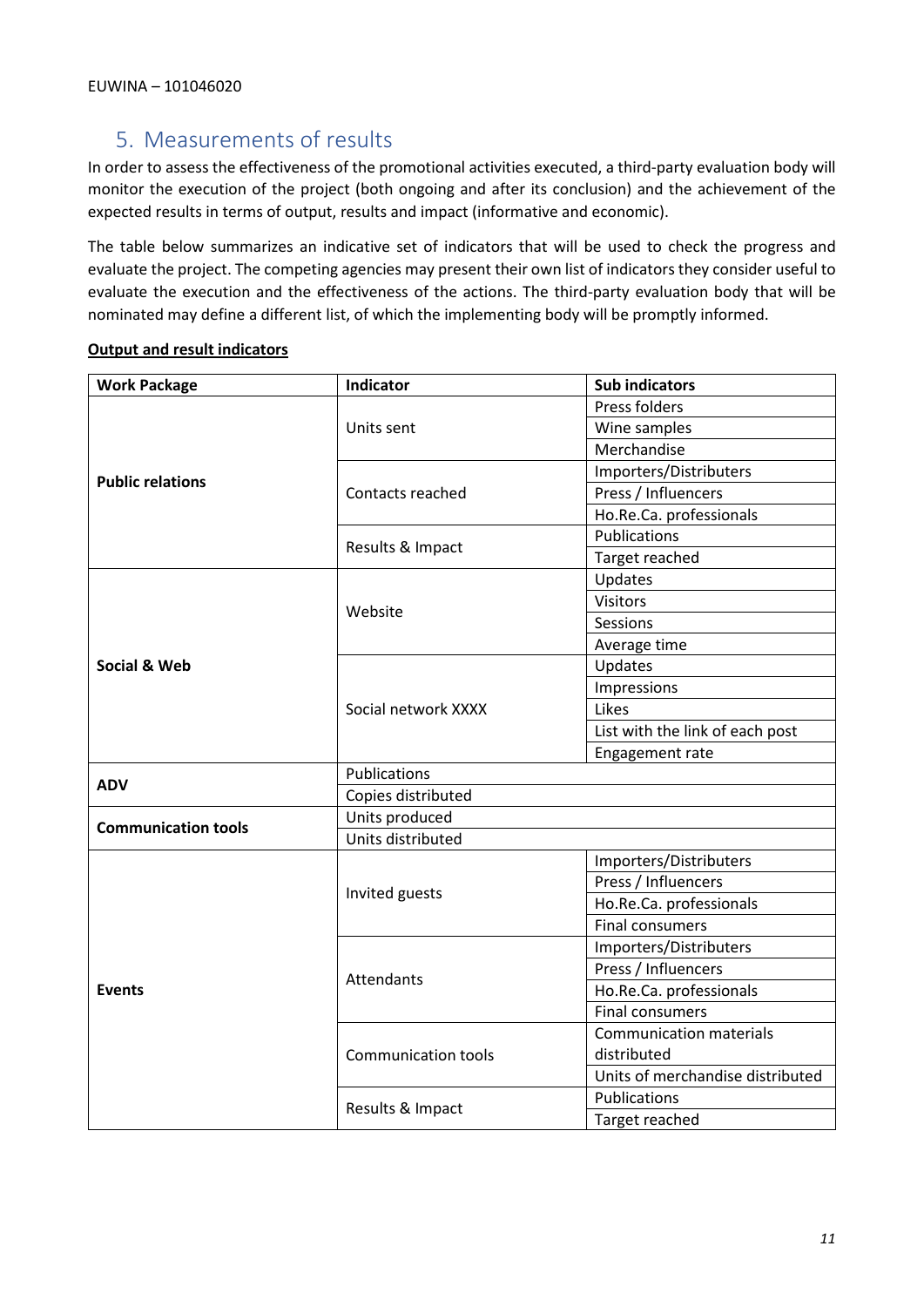## 5. Measurements of results

In order to assess the effectiveness of the promotional activities executed, a third-party evaluation body will monitor the execution of the project (both ongoing and after its conclusion) and the achievement of the expected results in terms of output, results and impact (informative and economic).

The table below summarizes an indicative set of indicators that will be used to check the progress and evaluate the project. The competing agencies may present their own list of indicators they consider useful to evaluate the execution and the effectiveness of the actions. The third-party evaluation body that will be nominated may define a different list, of which the implementing body will be promptly informed.

**Output and result indicators**

| Work Package | Indicator | Sub indicators |
|---|---|---|
| **Public relations** | Units sent | Press folders |
| | | Wine samples |
| | | Merchandise |
| | Contacts reached | Importers/Distributers |
| | | Press / Influencers |
| | | Ho.Re.Ca. professionals |
| | Results & Impact | Publications |
| | | Target reached |
| **Social & Web** | Website | Updates |
| | | Visitors |
| | | Sessions |
| | | Average time |
| | Social network XXXX | Updates |
| | | Impressions |
| | | Likes |
| | | List with the link of each post |
| | | Engagement rate |
| **ADV** | Publications | |
| | Copies distributed | |
| **Communication tools** | Units produced | |
| | Units distributed | |
| **Events** | Invited guests | Importers/Distributers |
| | | Press / Influencers |
| | | Ho.Re.Ca. professionals |
| | | Final consumers |
| | Attendants | Importers/Distributers |
| | | Press / Influencers |
| | | Ho.Re.Ca. professionals |
| | | Final consumers |
| | Communication tools | Communication materials distributed |
| | | Units of merchandise distributed |
| | Results & Impact | Publications |
| | | Target reached |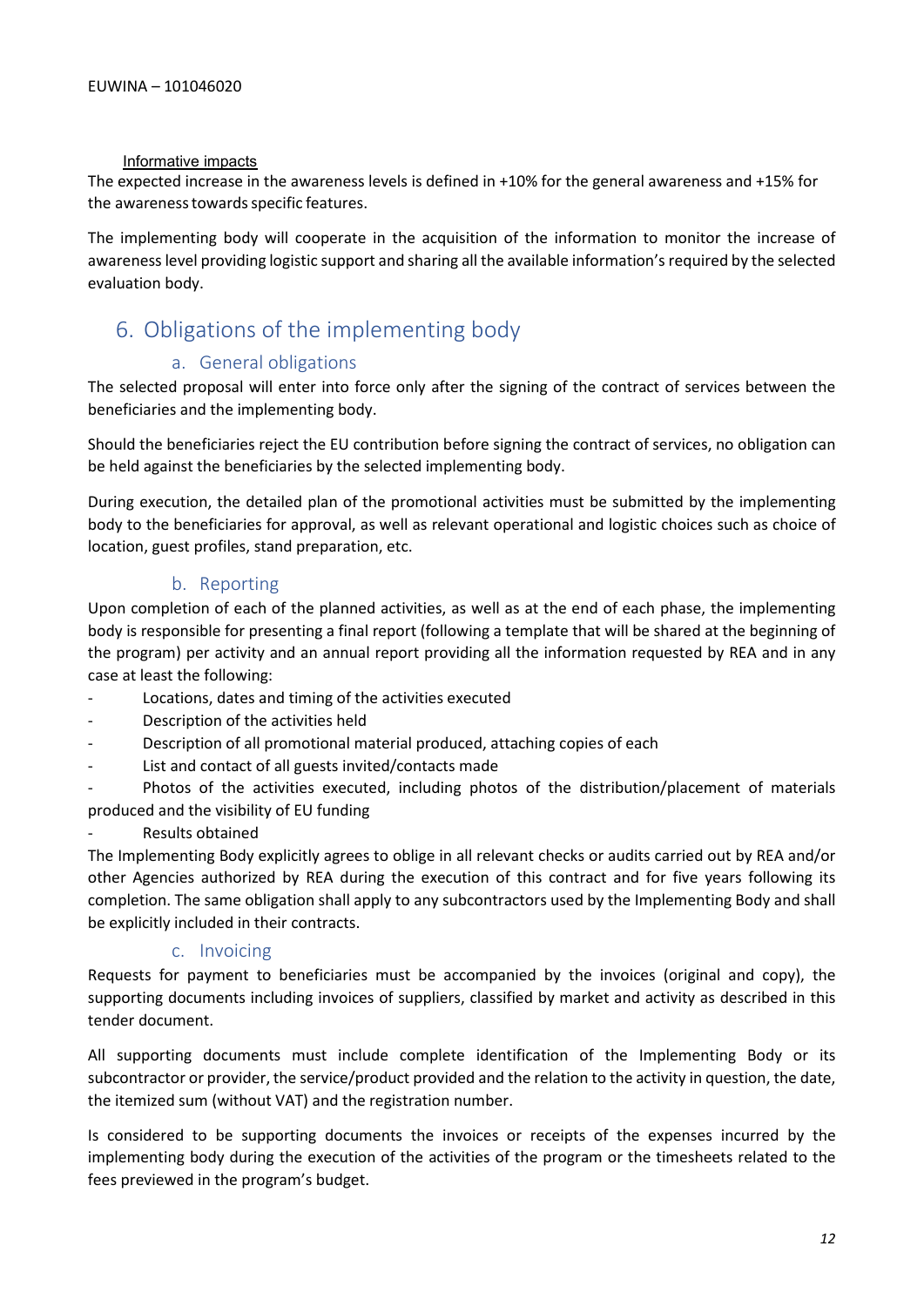Informative impacts

The expected increase in the awareness levels is defined in +10% for the general awareness and +15% for the awareness towards specific features.

The implementing body will cooperate in the acquisition of the information to monitor the increase of awareness level providing logistic support and sharing all the available information's required by the selected evaluation body.

## 6. Obligations of the implementing body

### a. General obligations

The selected proposal will enter into force only after the signing of the contract of services between the beneficiaries and the implementing body.

Should the beneficiaries reject the EU contribution before signing the contract of services, no obligation can be held against the beneficiaries by the selected implementing body.

During execution, the detailed plan of the promotional activities must be submitted by the implementing body to the beneficiaries for approval, as well as relevant operational and logistic choices such as choice of location, guest profiles, stand preparation, etc.

### b. Reporting

Upon completion of each of the planned activities, as well as at the end of each phase, the implementing body is responsible for presenting a final report (following a template that will be shared at the beginning of the program) per activity and an annual report providing all the information requested by REA and in any case at least the following:

- Locations, dates and timing of the activities executed
- Description of the activities held
- Description of all promotional material produced, attaching copies of each
- List and contact of all guests invited/contacts made
- Photos of the activities executed, including photos of the distribution/placement of materials produced and the visibility of EU funding
- Results obtained

The Implementing Body explicitly agrees to oblige in all relevant checks or audits carried out by REA and/or other Agencies authorized by REA during the execution of this contract and for five years following its completion. The same obligation shall apply to any subcontractors used by the Implementing Body and shall be explicitly included in their contracts.

### c. Invoicing

Requests for payment to beneficiaries must be accompanied by the invoices (original and copy), the supporting documents including invoices of suppliers, classified by market and activity as described in this tender document.

All supporting documents must include complete identification of the Implementing Body or its subcontractor or provider, the service/product provided and the relation to the activity in question, the date, the itemized sum (without VAT) and the registration number.

Is considered to be supporting documents the invoices or receipts of the expenses incurred by the implementing body during the execution of the activities of the program or the timesheets related to the fees previewed in the program's budget.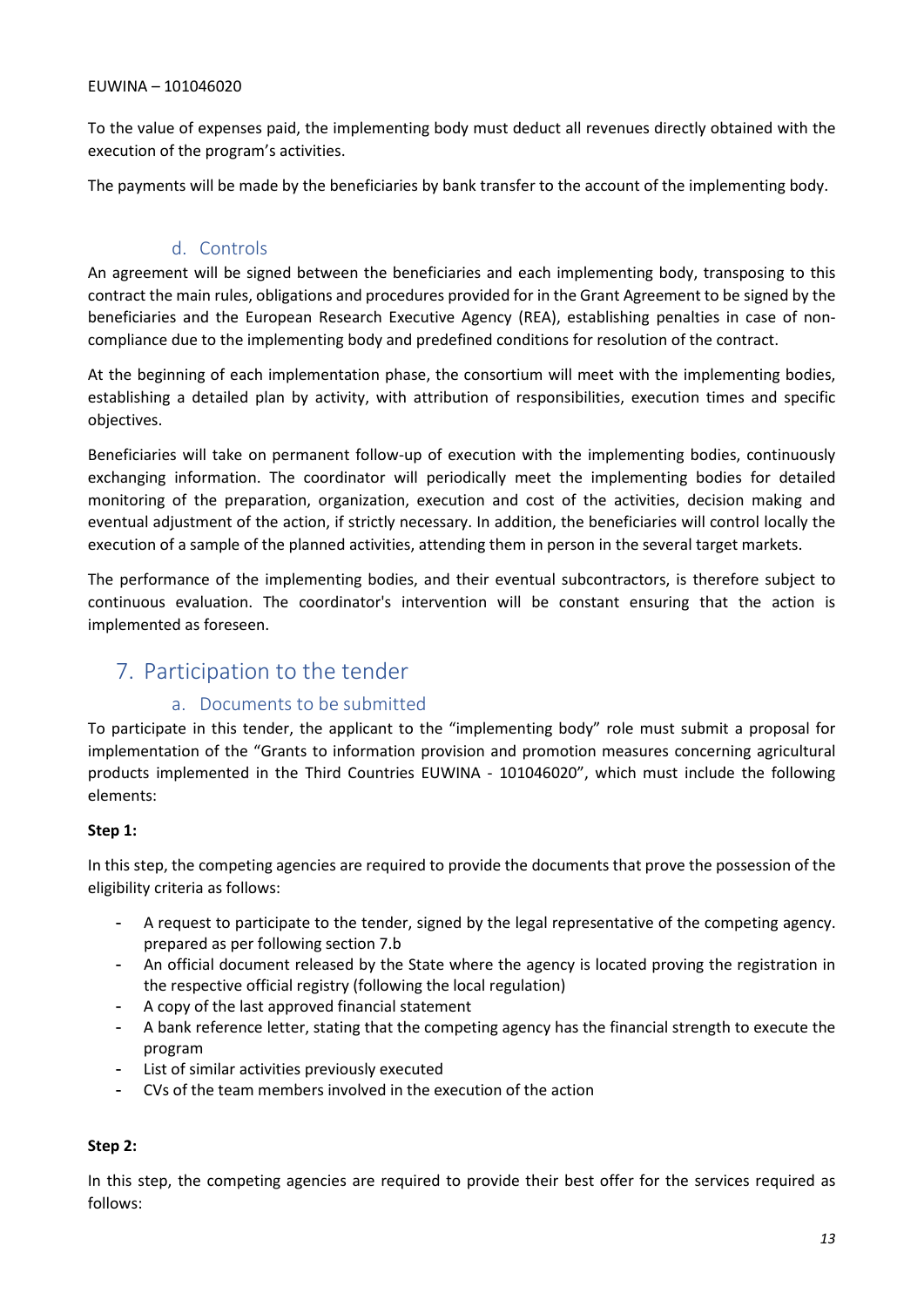To the value of expenses paid, the implementing body must deduct all revenues directly obtained with the execution of the program's activities.

The payments will be made by the beneficiaries by bank transfer to the account of the implementing body.

### d. Controls

An agreement will be signed between the beneficiaries and each implementing body, transposing to this contract the main rules, obligations and procedures provided for in the Grant Agreement to be signed by the beneficiaries and the European Research Executive Agency (REA), establishing penalties in case of non-compliance due to the implementing body and predefined conditions for resolution of the contract.

At the beginning of each implementation phase, the consortium will meet with the implementing bodies, establishing a detailed plan by activity, with attribution of responsibilities, execution times and specific objectives.

Beneficiaries will take on permanent follow-up of execution with the implementing bodies, continuously exchanging information. The coordinator will periodically meet the implementing bodies for detailed monitoring of the preparation, organization, execution and cost of the activities, decision making and eventual adjustment of the action, if strictly necessary. In addition, the beneficiaries will control locally the execution of a sample of the planned activities, attending them in person in the several target markets.

The performance of the implementing bodies, and their eventual subcontractors, is therefore subject to continuous evaluation. The coordinator's intervention will be constant ensuring that the action is implemented as foreseen.

## 7. Participation to the tender

### a. Documents to be submitted

To participate in this tender, the applicant to the "implementing body" role must submit a proposal for implementation of the "Grants to information provision and promotion measures concerning agricultural products implemented in the Third Countries EUWINA - 101046020", which must include the following elements:

**Step 1:**

In this step, the competing agencies are required to provide the documents that prove the possession of the eligibility criteria as follows:

- A request to participate to the tender, signed by the legal representative of the competing agency. prepared as per following section 7.b
- An official document released by the State where the agency is located proving the registration in the respective official registry (following the local regulation)
- A copy of the last approved financial statement
- A bank reference letter, stating that the competing agency has the financial strength to execute the program
- List of similar activities previously executed
- CVs of the team members involved in the execution of the action

**Step 2:**

In this step, the competing agencies are required to provide their best offer for the services required as follows: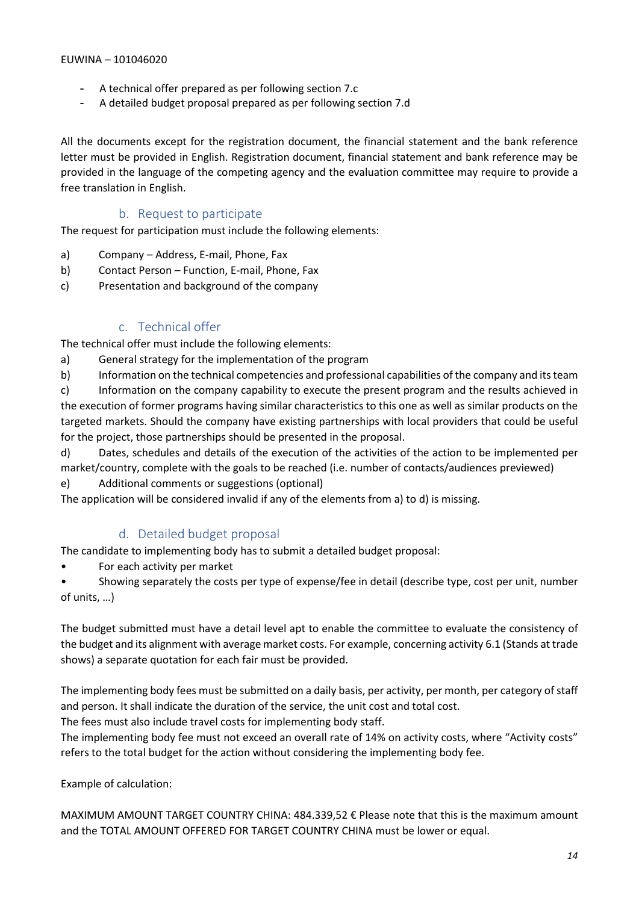- A technical offer prepared as per following section 7.c
- A detailed budget proposal prepared as per following section 7.d

All the documents except for the registration document, the financial statement and the bank reference letter must be provided in English. Registration document, financial statement and bank reference may be provided in the language of the competing agency and the evaluation committee may require to provide a free translation in English.

### b. Request to participate

The request for participation must include the following elements:

a) Company – Address, E-mail, Phone, Fax
b) Contact Person – Function, E-mail, Phone, Fax
c) Presentation and background of the company

### c. Technical offer

The technical offer must include the following elements:

a) General strategy for the implementation of the program
b) Information on the technical competencies and professional capabilities of the company and its team
c) Information on the company capability to execute the present program and the results achieved in the execution of former programs having similar characteristics to this one as well as similar products on the targeted markets. Should the company have existing partnerships with local providers that could be useful for the project, those partnerships should be presented in the proposal.
d) Dates, schedules and details of the execution of the activities of the action to be implemented per market/country, complete with the goals to be reached (i.e. number of contacts/audiences previewed)
e) Additional comments or suggestions (optional)

The application will be considered invalid if any of the elements from a) to d) is missing.

### d. Detailed budget proposal

The candidate to implementing body has to submit a detailed budget proposal:

- For each activity per market
- Showing separately the costs per type of expense/fee in detail (describe type, cost per unit, number of units, …)

The budget submitted must have a detail level apt to enable the committee to evaluate the consistency of the budget and its alignment with average market costs. For example, concerning activity 6.1 (Stands at trade shows) a separate quotation for each fair must be provided.

The implementing body fees must be submitted on a daily basis, per activity, per month, per category of staff and person. It shall indicate the duration of the service, the unit cost and total cost.
The fees must also include travel costs for implementing body staff.
The implementing body fee must not exceed an overall rate of 14% on activity costs, where "Activity costs" refers to the total budget for the action without considering the implementing body fee.

Example of calculation:

MAXIMUM AMOUNT TARGET COUNTRY CHINA: 484.339,52 € Please note that this is the maximum amount and the TOTAL AMOUNT OFFERED FOR TARGET COUNTRY CHINA must be lower or equal.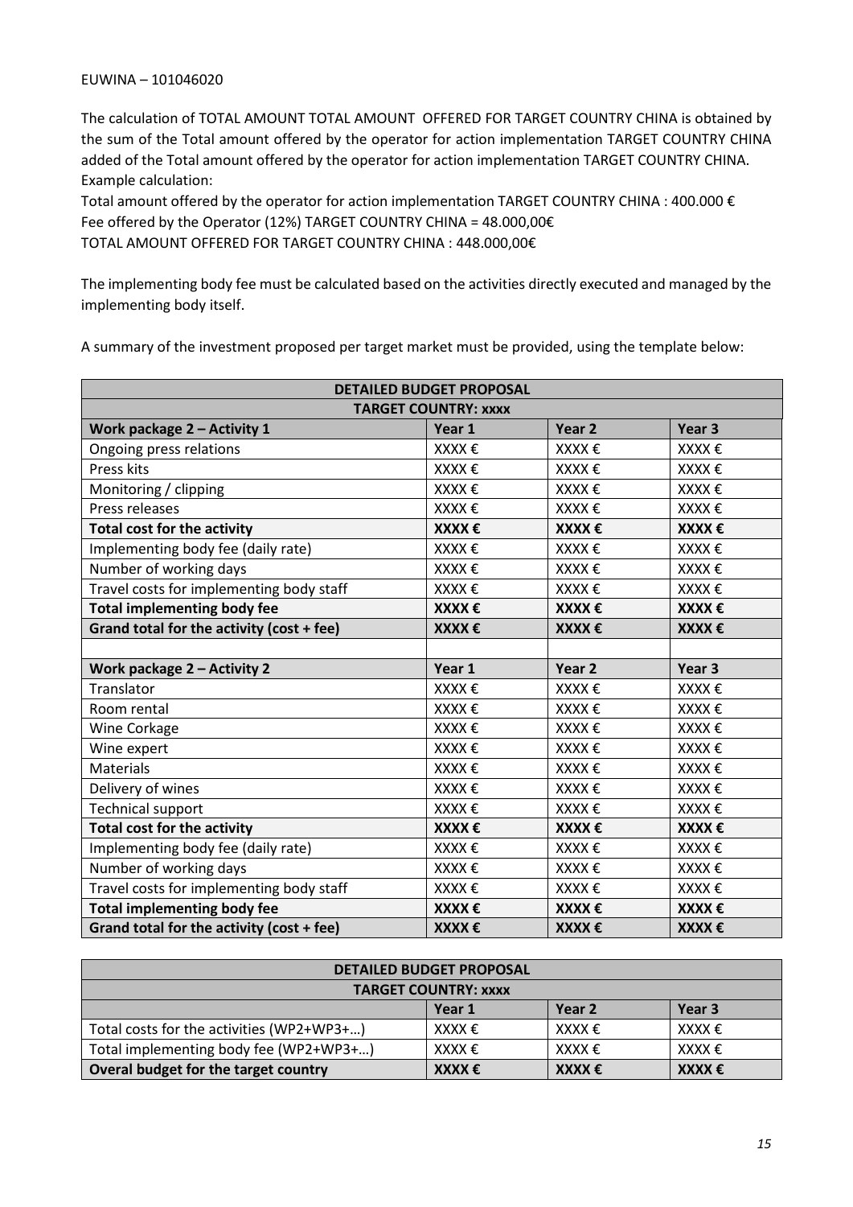EUWINA – 101046020

The calculation of TOTAL AMOUNT TOTAL AMOUNT OFFERED FOR TARGET COUNTRY CHINA is obtained by the sum of the Total amount offered by the operator for action implementation TARGET COUNTRY CHINA added of the Total amount offered by the operator for action implementation TARGET COUNTRY CHINA. Example calculation:

Total amount offered by the operator for action implementation TARGET COUNTRY CHINA : 400.000 €
Fee offered by the Operator (12%) TARGET COUNTRY CHINA = 48.000,00€
TOTAL AMOUNT OFFERED FOR TARGET COUNTRY CHINA : 448.000,00€

The implementing body fee must be calculated based on the activities directly executed and managed by the implementing body itself.

A summary of the investment proposed per target market must be provided, using the template below:

| DETAILED BUDGET PROPOSAL | | | |
|---|---|---|---|
| TARGET COUNTRY: xxxx | | | |
| **Work package 2 – Activity 1** | **Year 1** | **Year 2** | **Year 3** |
| Ongoing press relations | XXXX € | XXXX € | XXXX € |
| Press kits | XXXX € | XXXX € | XXXX € |
| Monitoring / clipping | XXXX € | XXXX € | XXXX € |
| Press releases | XXXX € | XXXX € | XXXX € |
| **Total cost for the activity** | **XXXX €** | **XXXX €** | **XXXX €** |
| Implementing body fee (daily rate) | XXXX € | XXXX € | XXXX € |
| Number of working days | XXXX € | XXXX € | XXXX € |
| Travel costs for implementing body staff | XXXX € | XXXX € | XXXX € |
| **Total implementing body fee** | **XXXX €** | **XXXX €** | **XXXX €** |
| **Grand total for the activity (cost + fee)** | **XXXX €** | **XXXX €** | **XXXX €** |
| | | | |
| **Work package 2 – Activity 2** | **Year 1** | **Year 2** | **Year 3** |
| Translator | XXXX € | XXXX € | XXXX € |
| Room rental | XXXX € | XXXX € | XXXX € |
| Wine Corkage | XXXX € | XXXX € | XXXX € |
| Wine expert | XXXX € | XXXX € | XXXX € |
| Materials | XXXX € | XXXX € | XXXX € |
| Delivery of wines | XXXX € | XXXX € | XXXX € |
| Technical support | XXXX € | XXXX € | XXXX € |
| **Total cost for the activity** | **XXXX €** | **XXXX €** | **XXXX €** |
| Implementing body fee (daily rate) | XXXX € | XXXX € | XXXX € |
| Number of working days | XXXX € | XXXX € | XXXX € |
| Travel costs for implementing body staff | XXXX € | XXXX € | XXXX € |
| **Total implementing body fee** | **XXXX €** | **XXXX €** | **XXXX €** |
| **Grand total for the activity (cost + fee)** | **XXXX €** | **XXXX €** | **XXXX €** |

| DETAILED BUDGET PROPOSAL | | | |
|---|---|---|---|
| TARGET COUNTRY: xxxx | | | |
| | **Year 1** | **Year 2** | **Year 3** |
| Total costs for the activities (WP2+WP3+…) | XXXX € | XXXX € | XXXX € |
| Total implementing body fee (WP2+WP3+…) | XXXX € | XXXX € | XXXX € |
| **Overal budget for the target country** | **XXXX €** | **XXXX €** | **XXXX €** |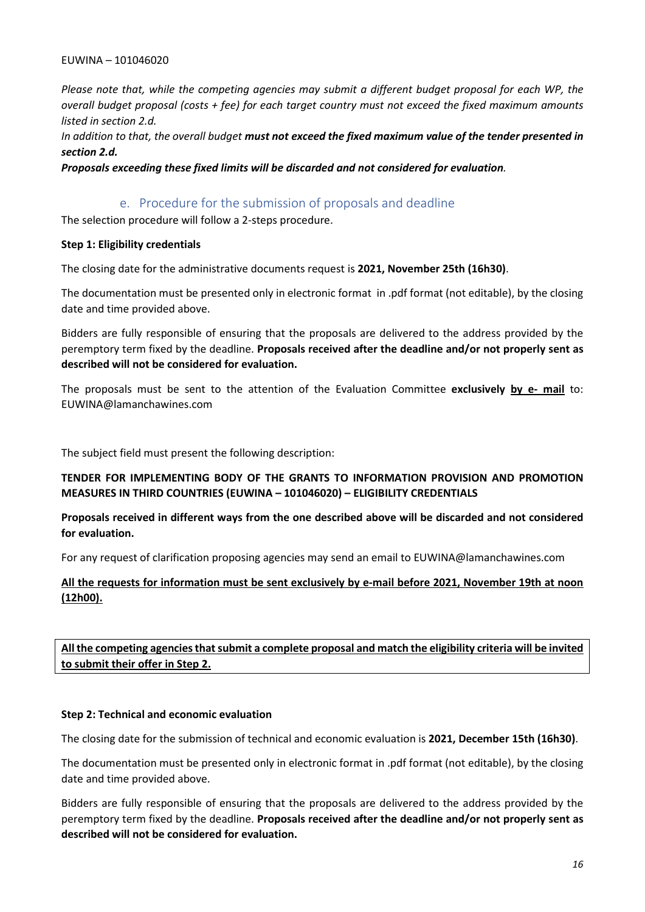*Please note that, while the competing agencies may submit a different budget proposal for each WP, the overall budget proposal (costs + fee) for each target country must not exceed the fixed maximum amounts listed in section 2.d.*

*In addition to that, the overall budget* ***must not exceed the fixed maximum value of the tender presented in section 2.d.***

***Proposals exceeding these fixed limits will be discarded and not considered for evaluation.***

### e. Procedure for the submission of proposals and deadline

The selection procedure will follow a 2-steps procedure.

**Step 1: Eligibility credentials**

The closing date for the administrative documents request is **2021, November 25th (16h30)**.

The documentation must be presented only in electronic format in .pdf format (not editable), by the closing date and time provided above.

Bidders are fully responsible of ensuring that the proposals are delivered to the address provided by the peremptory term fixed by the deadline. **Proposals received after the deadline and/or not properly sent as described will not be considered for evaluation.**

The proposals must be sent to the attention of the Evaluation Committee **exclusively by e- mail** to: EUWINA@lamanchawines.com

The subject field must present the following description:

**TENDER FOR IMPLEMENTING BODY OF THE GRANTS TO INFORMATION PROVISION AND PROMOTION MEASURES IN THIRD COUNTRIES (EUWINA – 101046020) – ELIGIBILITY CREDENTIALS**

**Proposals received in different ways from the one described above will be discarded and not considered for evaluation.**

For any request of clarification proposing agencies may send an email to EUWINA@lamanchawines.com

**All the requests for information must be sent exclusively by e-mail before 2021, November 19th at noon (12h00).**

**All the competing agencies that submit a complete proposal and match the eligibility criteria will be invited to submit their offer in Step 2.**

**Step 2: Technical and economic evaluation**

The closing date for the submission of technical and economic evaluation is **2021, December 15th (16h30)**.

The documentation must be presented only in electronic format in .pdf format (not editable), by the closing date and time provided above.

Bidders are fully responsible of ensuring that the proposals are delivered to the address provided by the peremptory term fixed by the deadline. **Proposals received after the deadline and/or not properly sent as described will not be considered for evaluation.**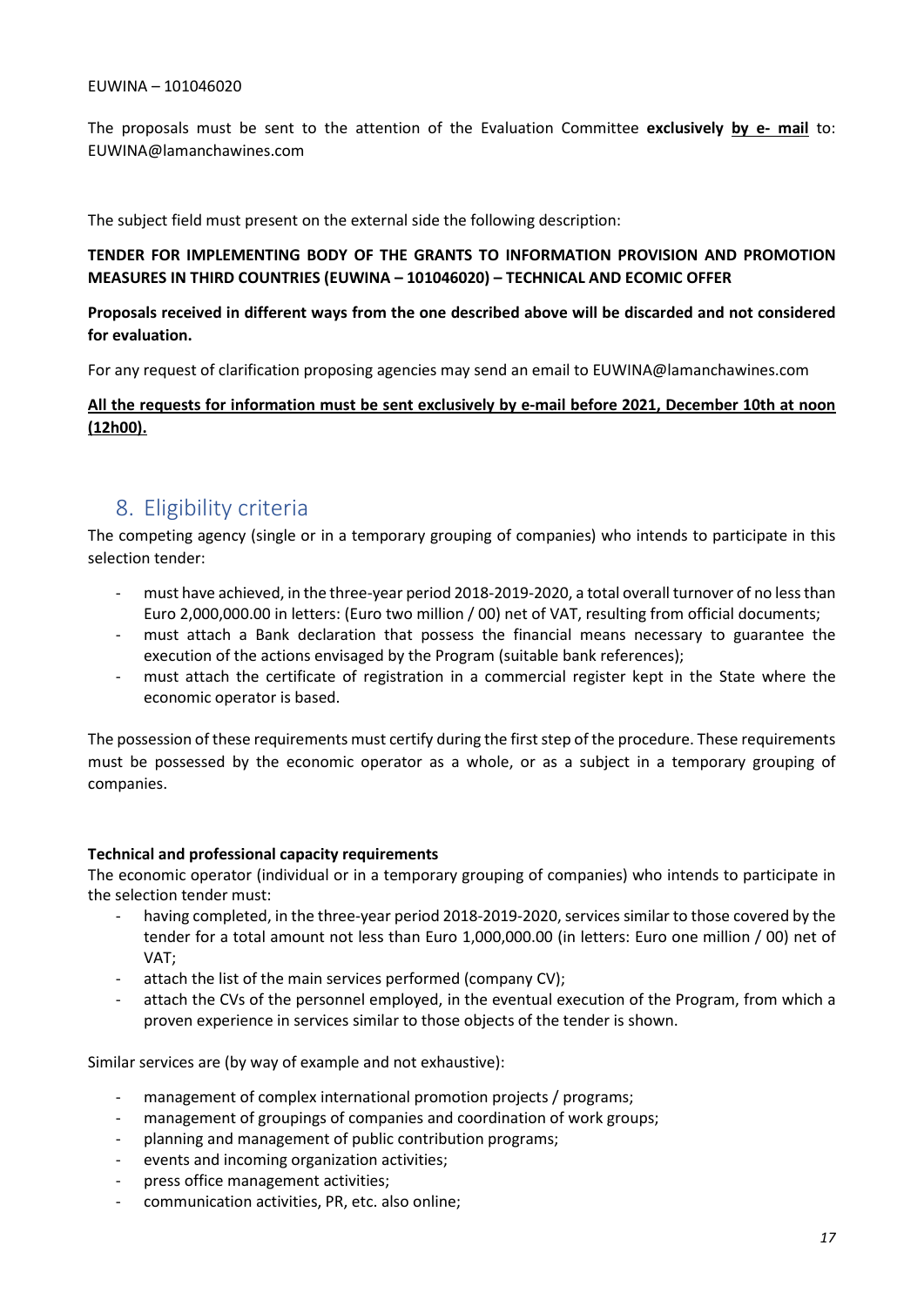EUWINA – 101046020

The proposals must be sent to the attention of the Evaluation Committee **exclusively <u>by e- mail</u>** to: EUWINA@lamanchawines.com

The subject field must present on the external side the following description:

**TENDER FOR IMPLEMENTING BODY OF THE GRANTS TO INFORMATION PROVISION AND PROMOTION MEASURES IN THIRD COUNTRIES (EUWINA – 101046020) – TECHNICAL AND ECOMIC OFFER**

**Proposals received in different ways from the one described above will be discarded and not considered for evaluation.**

For any request of clarification proposing agencies may send an email to EUWINA@lamanchawines.com

**<u>All the requests for information must be sent exclusively by e-mail before 2021, December 10th at noon (12h00).</u>**

## 8. Eligibility criteria

The competing agency (single or in a temporary grouping of companies) who intends to participate in this selection tender:

- must have achieved, in the three-year period 2018-2019-2020, a total overall turnover of no less than Euro 2,000,000.00 in letters: (Euro two million / 00) net of VAT, resulting from official documents;
- must attach a Bank declaration that possess the financial means necessary to guarantee the execution of the actions envisaged by the Program (suitable bank references);
- must attach the certificate of registration in a commercial register kept in the State where the economic operator is based.

The possession of these requirements must certify during the first step of the procedure. These requirements must be possessed by the economic operator as a whole, or as a subject in a temporary grouping of companies.

**Technical and professional capacity requirements**

The economic operator (individual or in a temporary grouping of companies) who intends to participate in the selection tender must:

- having completed, in the three-year period 2018-2019-2020, services similar to those covered by the tender for a total amount not less than Euro 1,000,000.00 (in letters: Euro one million / 00) net of VAT;
- attach the list of the main services performed (company CV);
- attach the CVs of the personnel employed, in the eventual execution of the Program, from which a proven experience in services similar to those objects of the tender is shown.

Similar services are (by way of example and not exhaustive):

- management of complex international promotion projects / programs;
- management of groupings of companies and coordination of work groups;
- planning and management of public contribution programs;
- events and incoming organization activities;
- press office management activities;
- communication activities, PR, etc. also online;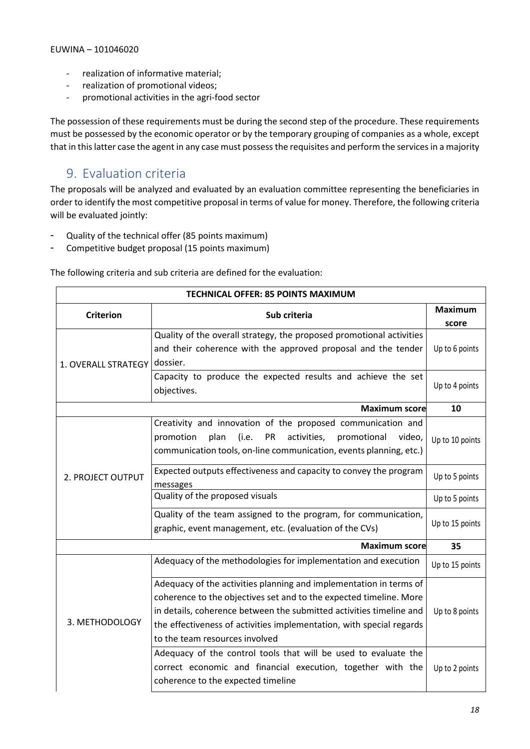- realization of informative material;
- realization of promotional videos;
- promotional activities in the agri-food sector

The possession of these requirements must be during the second step of the procedure. These requirements must be possessed by the economic operator or by the temporary grouping of companies as a whole, except that in this latter case the agent in any case must possess the requisites and perform the services in a majority

## 9. Evaluation criteria

The proposals will be analyzed and evaluated by an evaluation committee representing the beneficiaries in order to identify the most competitive proposal in terms of value for money. Therefore, the following criteria will be evaluated jointly:

- Quality of the technical offer (85 points maximum)
- Competitive budget proposal (15 points maximum)

The following criteria and sub criteria are defined for the evaluation:

| **TECHNICAL OFFER: 85 POINTS MAXIMUM** | | |
|---|---|---|
| **Criterion** | **Sub criteria** | **Maximum score** |
| 1. OVERALL STRATEGY | Quality of the overall strategy, the proposed promotional activities and their coherence with the approved proposal and the tender dossier. | Up to 6 points |
| | Capacity to produce the expected results and achieve the set objectives. | Up to 4 points |
| | **Maximum score** | **10** |
| 2. PROJECT OUTPUT | Creativity and innovation of the proposed communication and promotion plan (i.e. PR activities, promotional video, communication tools, on-line communication, events planning, etc.) | Up to 10 points |
| | Expected outputs effectiveness and capacity to convey the program messages | Up to 5 points |
| | Quality of the proposed visuals | Up to 5 points |
| | Quality of the team assigned to the program, for communication, graphic, event management, etc. (evaluation of the CVs) | Up to 15 points |
| | **Maximum score** | **35** |
| 3. METHODOLOGY | Adequacy of the methodologies for implementation and execution | Up to 15 points |
| | Adequacy of the activities planning and implementation in terms of coherence to the objectives set and to the expected timeline. More in details, coherence between the submitted activities timeline and the effectiveness of activities implementation, with special regards to the team resources involved | Up to 8 points |
| | Adequacy of the control tools that will be used to evaluate the correct economic and financial execution, together with the coherence to the expected timeline | Up to 2 points |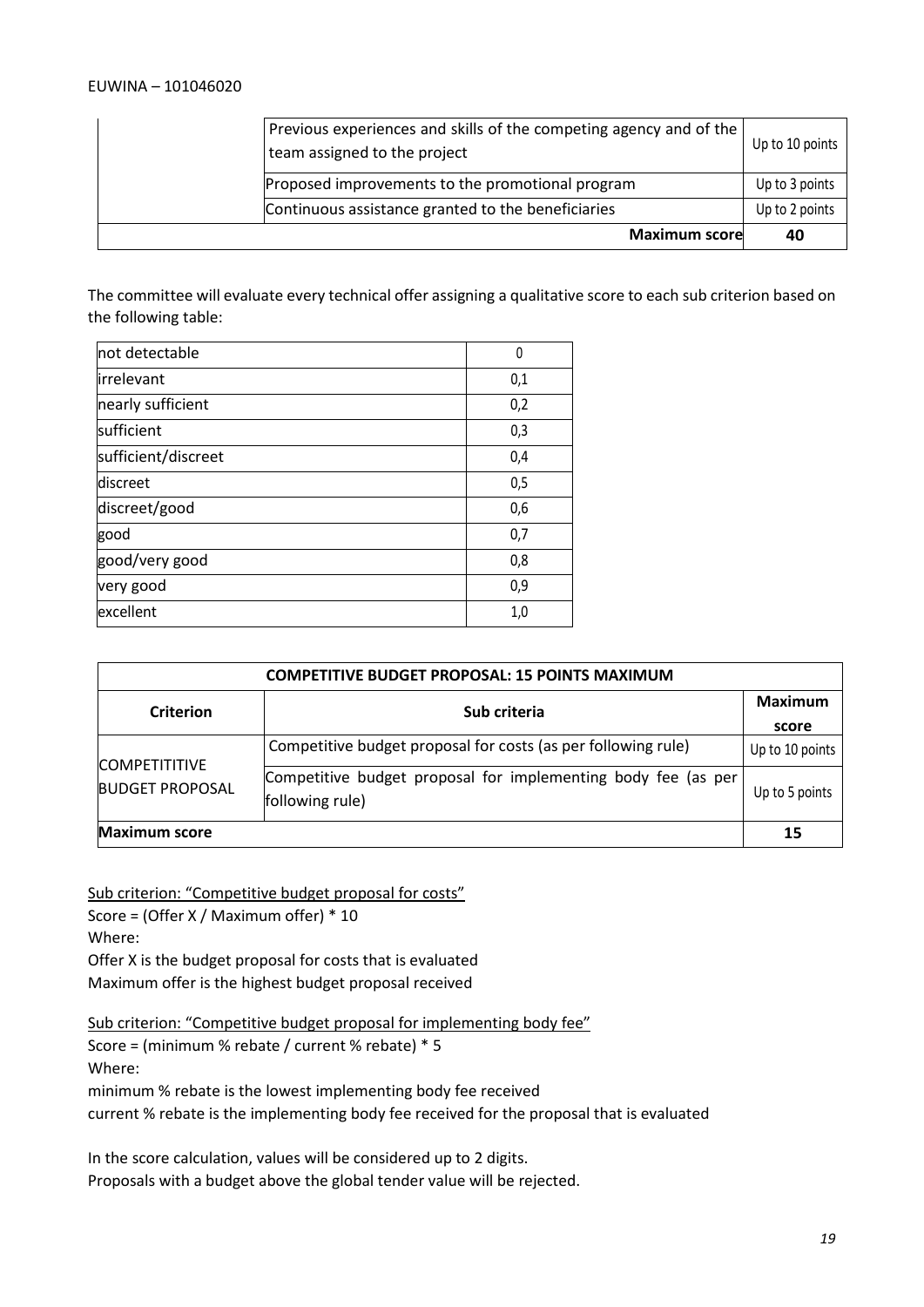| | | |
|---|---|---|
| | Previous experiences and skills of the competing agency and of the team assigned to the project | Up to 10 points |
| | Proposed improvements to the promotional program | Up to 3 points |
| | Continuous assistance granted to the beneficiaries | Up to 2 points |
| | **Maximum score** | **40** |

The committee will evaluate every technical offer assigning a qualitative score to each sub criterion based on the following table:

| | |
|---|---|
| not detectable | 0 |
| irrelevant | 0,1 |
| nearly sufficient | 0,2 |
| sufficient | 0,3 |
| sufficient/discreet | 0,4 |
| discreet | 0,5 |
| discreet/good | 0,6 |
| good | 0,7 |
| good/very good | 0,8 |
| very good | 0,9 |
| excellent | 1,0 |

| COMPETITIVE BUDGET PROPOSAL: 15 POINTS MAXIMUM | | |
|---|---|---|
| **Criterion** | **Sub criteria** | **Maximum score** |
| COMPETITITIVE BUDGET PROPOSAL | Competitive budget proposal for costs (as per following rule) | Up to 10 points |
| | Competitive budget proposal for implementing body fee (as per following rule) | Up to 5 points |
| **Maximum score** | | **15** |

<u>Sub criterion: "Competitive budget proposal for costs"</u>
Score = (Offer X / Maximum offer) * 10
Where:
Offer X is the budget proposal for costs that is evaluated
Maximum offer is the highest budget proposal received

<u>Sub criterion: "Competitive budget proposal for implementing body fee"</u>
Score = (minimum % rebate / current % rebate) * 5
Where:
minimum % rebate is the lowest implementing body fee received
current % rebate is the implementing body fee received for the proposal that is evaluated

In the score calculation, values will be considered up to 2 digits.
Proposals with a budget above the global tender value will be rejected.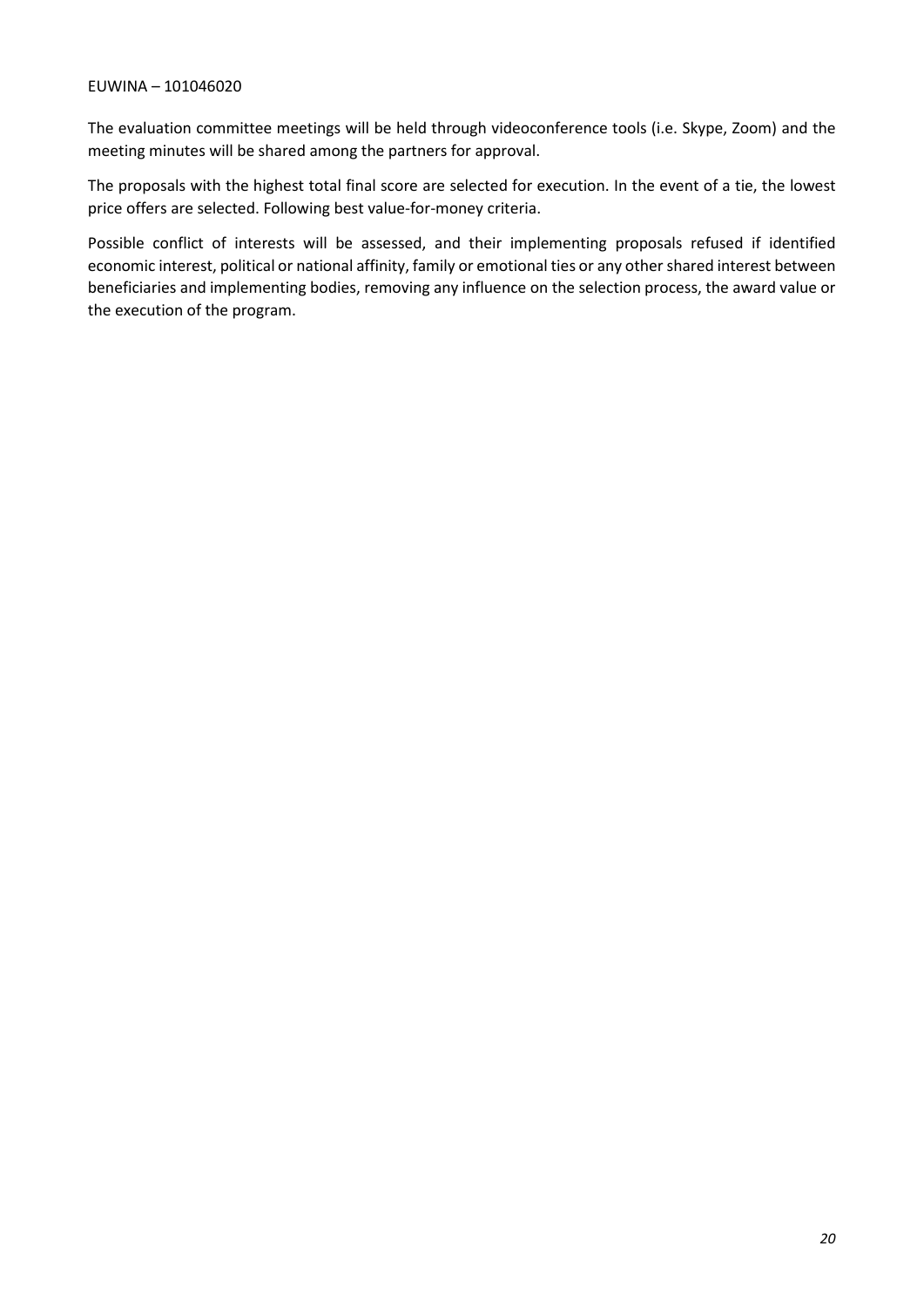The evaluation committee meetings will be held through videoconference tools (i.e. Skype, Zoom) and the meeting minutes will be shared among the partners for approval.

The proposals with the highest total final score are selected for execution. In the event of a tie, the lowest price offers are selected. Following best value-for-money criteria.

Possible conflict of interests will be assessed, and their implementing proposals refused if identified economic interest, political or national affinity, family or emotional ties or any other shared interest between beneficiaries and implementing bodies, removing any influence on the selection process, the award value or the execution of the program.